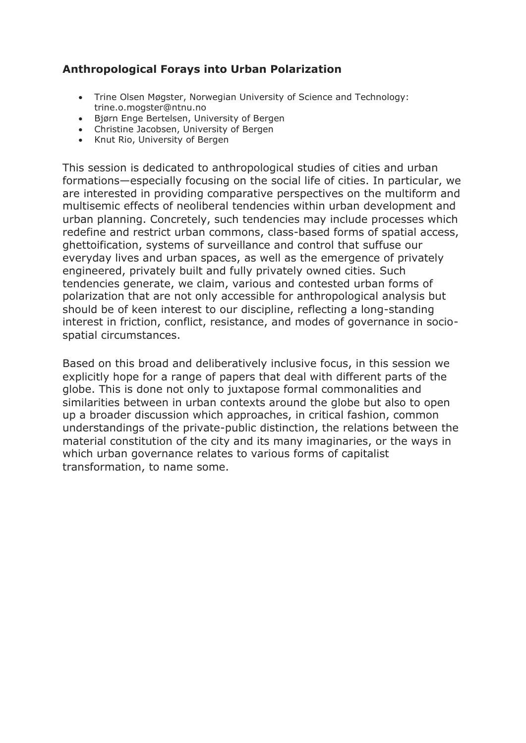### **Anthropological Forays into Urban Polarization**

- Trine Olsen Møgster, Norwegian University of Science and Technology: trine.o.mogster@ntnu.no
- Bjørn Enge Bertelsen, University of Bergen
- Christine Jacobsen, University of Bergen
- Knut Rio, University of Bergen

This session is dedicated to anthropological studies of cities and urban formations—especially focusing on the social life of cities. In particular, we are interested in providing comparative perspectives on the multiform and multisemic effects of neoliberal tendencies within urban development and urban planning. Concretely, such tendencies may include processes which redefine and restrict urban commons, class-based forms of spatial access, ghettoification, systems of surveillance and control that suffuse our everyday lives and urban spaces, as well as the emergence of privately engineered, privately built and fully privately owned cities. Such tendencies generate, we claim, various and contested urban forms of polarization that are not only accessible for anthropological analysis but should be of keen interest to our discipline, reflecting a long-standing interest in friction, conflict, resistance, and modes of governance in socio-spatial circumstances.

Based on this broad and deliberatively inclusive focus, in this session we explicitly hope for a range of papers that deal with different parts of the globe. This is done not only to juxtapose formal commonalities and similarities between in urban contexts around the globe but also to open up a broader discussion which approaches, in critical fashion, common understandings of the private-public distinction, the relations between the material constitution of the city and its many imaginaries, or the ways in which urban governance relates to various forms of capitalist transformation, to name some.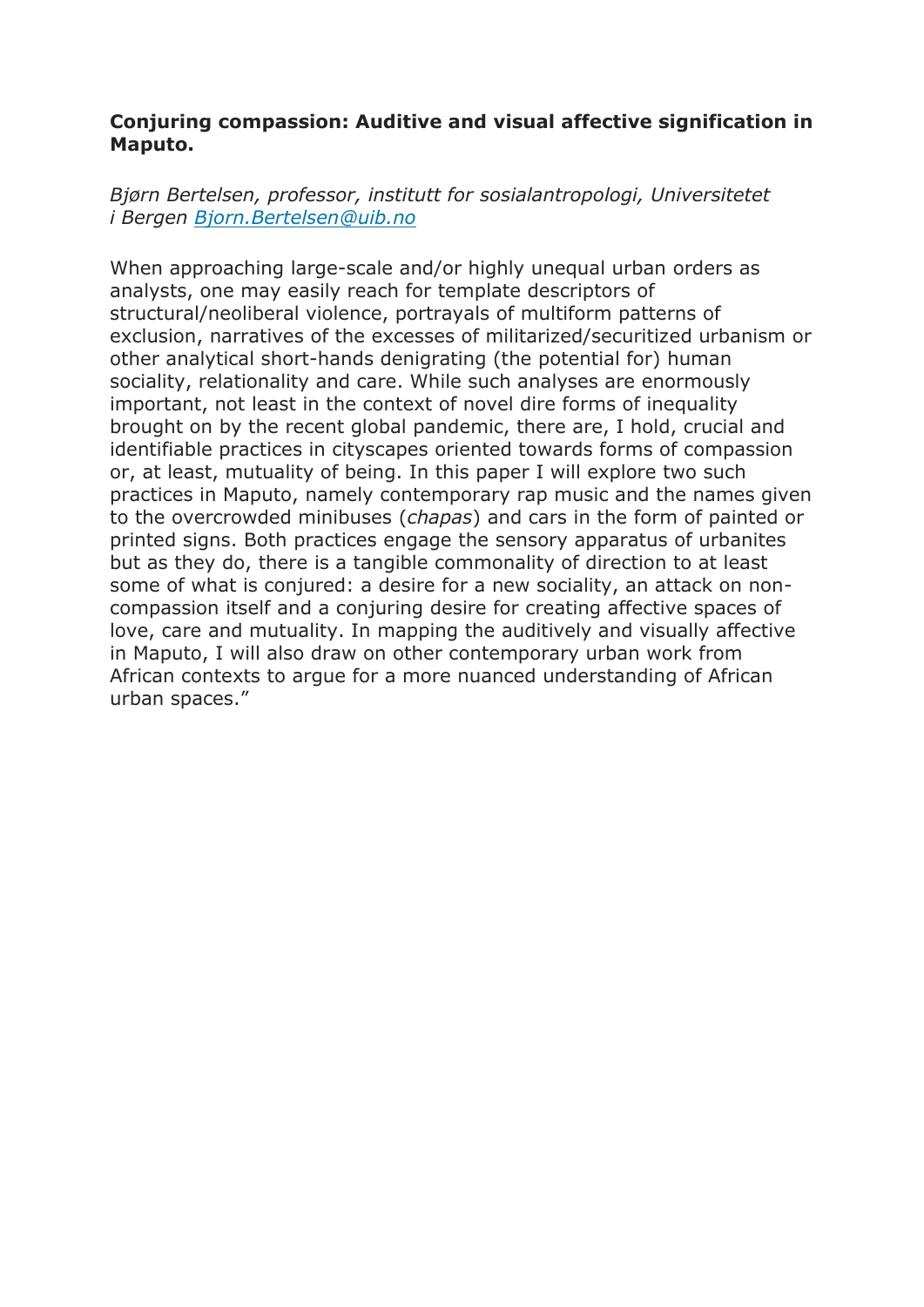**Conjuring compassion: Auditive and visual affective signification in Maputo.**

*Bjørn Bertelsen, professor, institutt for sosialantropologi, Universitetet i Bergen [Bjorn.Bertelsen@uib.no](mailto:Bjorn.Bertelsen@uib.no)*

When approaching large-scale and/or highly unequal urban orders as analysts, one may easily reach for template descriptors of structural/neoliberal violence, portrayals of multiform patterns of exclusion, narratives of the excesses of militarized/securitized urbanism or other analytical short-hands denigrating (the potential for) human sociality, relationality and care. While such analyses are enormously important, not least in the context of novel dire forms of inequality brought on by the recent global pandemic, there are, I hold, crucial and identifiable practices in cityscapes oriented towards forms of compassion or, at least, mutuality of being. In this paper I will explore two such practices in Maputo, namely contemporary rap music and the names given to the overcrowded minibuses (*chapas*) and cars in the form of painted or printed signs. Both practices engage the sensory apparatus of urbanites but as they do, there is a tangible commonality of direction to at least some of what is conjured: a desire for a new sociality, an attack on non-compassion itself and a conjuring desire for creating affective spaces of love, care and mutuality. In mapping the auditively and visually affective in Maputo, I will also draw on other contemporary urban work from African contexts to argue for a more nuanced understanding of African urban spaces."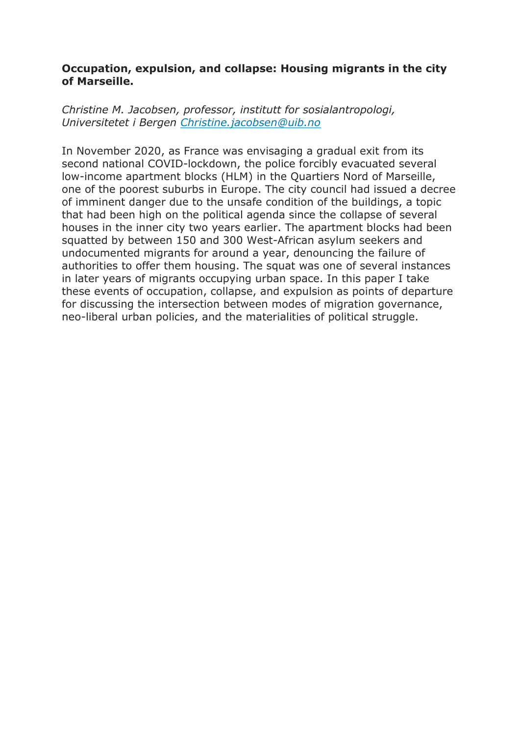**Occupation, expulsion, and collapse: Housing migrants in the city of Marseille.**

*Christine M. Jacobsen, professor, institutt for sosialantropologi, Universitetet i Bergen [Christine.jacobsen@uib.no](mailto:Christine.jacobsen@uib.no)*

In November 2020, as France was envisaging a gradual exit from its second national COVID-lockdown, the police forcibly evacuated several low-income apartment blocks (HLM) in the Quartiers Nord of Marseille, one of the poorest suburbs in Europe. The city council had issued a decree of imminent danger due to the unsafe condition of the buildings, a topic that had been high on the political agenda since the collapse of several houses in the inner city two years earlier. The apartment blocks had been squatted by between 150 and 300 West-African asylum seekers and undocumented migrants for around a year, denouncing the failure of authorities to offer them housing. The squat was one of several instances in later years of migrants occupying urban space. In this paper I take these events of occupation, collapse, and expulsion as points of departure for discussing the intersection between modes of migration governance, neo-liberal urban policies, and the materialities of political struggle.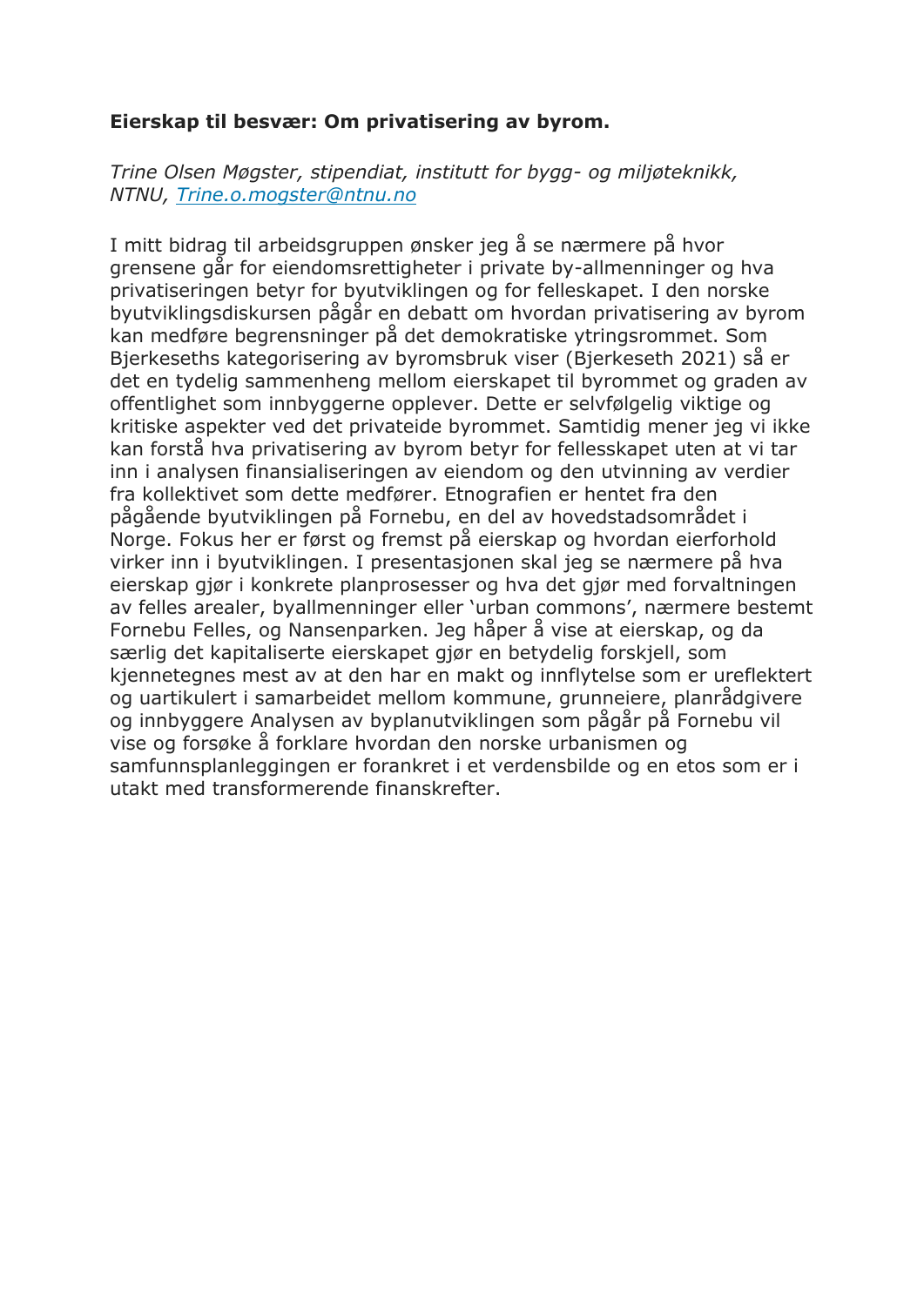**Eierskap til besvær: Om privatisering av byrom.**

*Trine Olsen Møgster, stipendiat, institutt for bygg- og miljøteknikk, NTNU, [Trine.o.mogster@ntnu.no](mailto:Trine.o.mogster@ntnu.no)*

I mitt bidrag til arbeidsgruppen ønsker jeg å se nærmere på hvor grensene går for eiendomsrettigheter i private by-allmenninger og hva privatiseringen betyr for byutviklingen og for felleskapet. I den norske byutviklingsdiskursen pågår en debatt om hvordan privatisering av byrom kan medføre begrensninger på det demokratiske ytringsrommet. Som Bjerkeseths kategorisering av byromsbruk viser (Bjerkeseth 2021) så er det en tydelig sammenheng mellom eierskapet til byrommet og graden av offentlighet som innbyggerne opplever. Dette er selvfølgelig viktige og kritiske aspekter ved det privateide byrommet. Samtidig mener jeg vi ikke kan forstå hva privatisering av byrom betyr for fellesskapet uten at vi tar inn i analysen finansialiseringen av eiendom og den utvinning av verdier fra kollektivet som dette medfører. Etnografien er hentet fra den pågående byutviklingen på Fornebu, en del av hovedstadsområdet i Norge. Fokus her er først og fremst på eierskap og hvordan eierforhold virker inn i byutviklingen. I presentasjonen skal jeg se nærmere på hva eierskap gjør i konkrete planprosesser og hva det gjør med forvaltningen av felles arealer, byallmenninger eller 'urban commons', nærmere bestemt Fornebu Felles, og Nansenparken. Jeg håper å vise at eierskap, og da særlig det kapitaliserte eierskapet gjør en betydelig forskjell, som kjennetegnes mest av at den har en makt og innflytelse som er ureflektert og uartikulert i samarbeidet mellom kommune, grunneiere, planrådgivere og innbyggere Analysen av byplanutviklingen som pågår på Fornebu vil vise og forsøke å forklare hvordan den norske urbanismen og samfunnsplanleggingen er forankret i et verdensbilde og en etos som er i utakt med transformerende finanskrefter.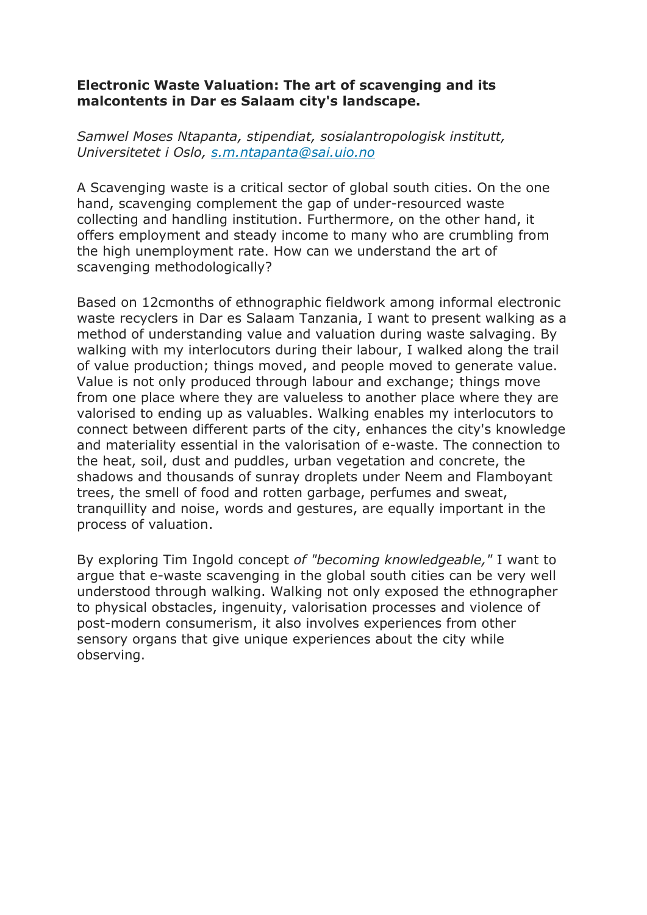**Electronic Waste Valuation: The art of scavenging and its malcontents in Dar es Salaam city's landscape.**

*Samwel Moses Ntapanta, stipendiat, sosialantropologisk institutt, Universitetet i Oslo, [s.m.ntapanta@sai.uio.no](mailto:s.m.ntapanta@sai.uio.no)*

A Scavenging waste is a critical sector of global south cities. On the one hand, scavenging complement the gap of under-resourced waste collecting and handling institution. Furthermore, on the other hand, it offers employment and steady income to many who are crumbling from the high unemployment rate. How can we understand the art of scavenging methodologically?

Based on 12cmonths of ethnographic fieldwork among informal electronic waste recyclers in Dar es Salaam Tanzania, I want to present walking as a method of understanding value and valuation during waste salvaging. By walking with my interlocutors during their labour, I walked along the trail of value production; things moved, and people moved to generate value. Value is not only produced through labour and exchange; things move from one place where they are valueless to another place where they are valorised to ending up as valuables. Walking enables my interlocutors to connect between different parts of the city, enhances the city's knowledge and materiality essential in the valorisation of e-waste. The connection to the heat, soil, dust and puddles, urban vegetation and concrete, the shadows and thousands of sunray droplets under Neem and Flamboyant trees, the smell of food and rotten garbage, perfumes and sweat, tranquillity and noise, words and gestures, are equally important in the process of valuation.

By exploring Tim Ingold concept *of "becoming knowledgeable,"* I want to argue that e-waste scavenging in the global south cities can be very well understood through walking. Walking not only exposed the ethnographer to physical obstacles, ingenuity, valorisation processes and violence of post-modern consumerism, it also involves experiences from other sensory organs that give unique experiences about the city while observing.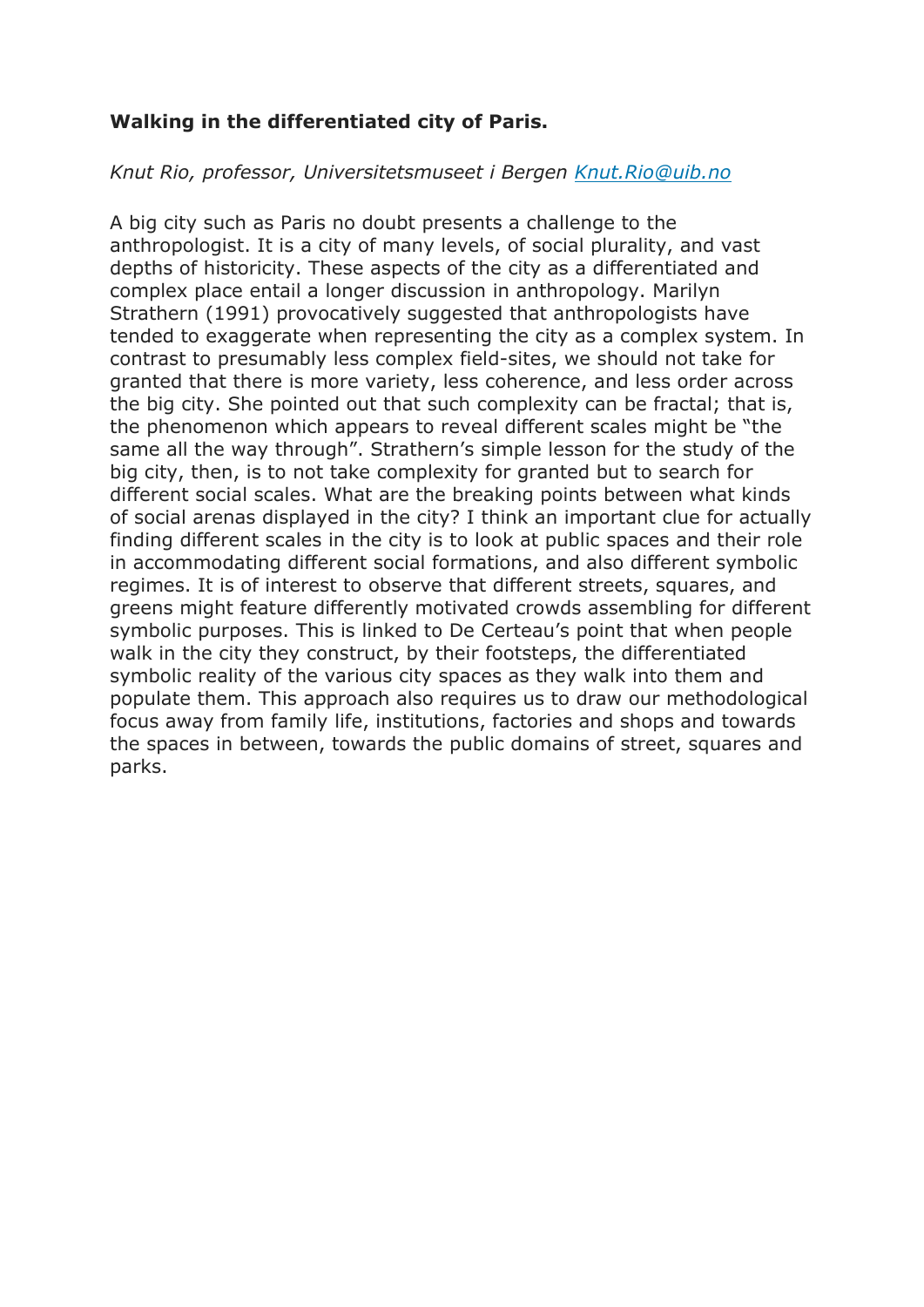**Walking in the differentiated city of Paris.**

*Knut Rio, professor, Universitetsmuseet i Bergen [Knut.Rio@uib.no](mailto:Knut.Rio@uib.no)*

A big city such as Paris no doubt presents a challenge to the anthropologist. It is a city of many levels, of social plurality, and vast depths of historicity. These aspects of the city as a differentiated and complex place entail a longer discussion in anthropology. Marilyn Strathern (1991) provocatively suggested that anthropologists have tended to exaggerate when representing the city as a complex system. In contrast to presumably less complex field-sites, we should not take for granted that there is more variety, less coherence, and less order across the big city. She pointed out that such complexity can be fractal; that is, the phenomenon which appears to reveal different scales might be "the same all the way through". Strathern's simple lesson for the study of the big city, then, is to not take complexity for granted but to search for different social scales. What are the breaking points between what kinds of social arenas displayed in the city? I think an important clue for actually finding different scales in the city is to look at public spaces and their role in accommodating different social formations, and also different symbolic regimes. It is of interest to observe that different streets, squares, and greens might feature differently motivated crowds assembling for different symbolic purposes. This is linked to De Certeau's point that when people walk in the city they construct, by their footsteps, the differentiated symbolic reality of the various city spaces as they walk into them and populate them. This approach also requires us to draw our methodological focus away from family life, institutions, factories and shops and towards the spaces in between, towards the public domains of street, squares and parks.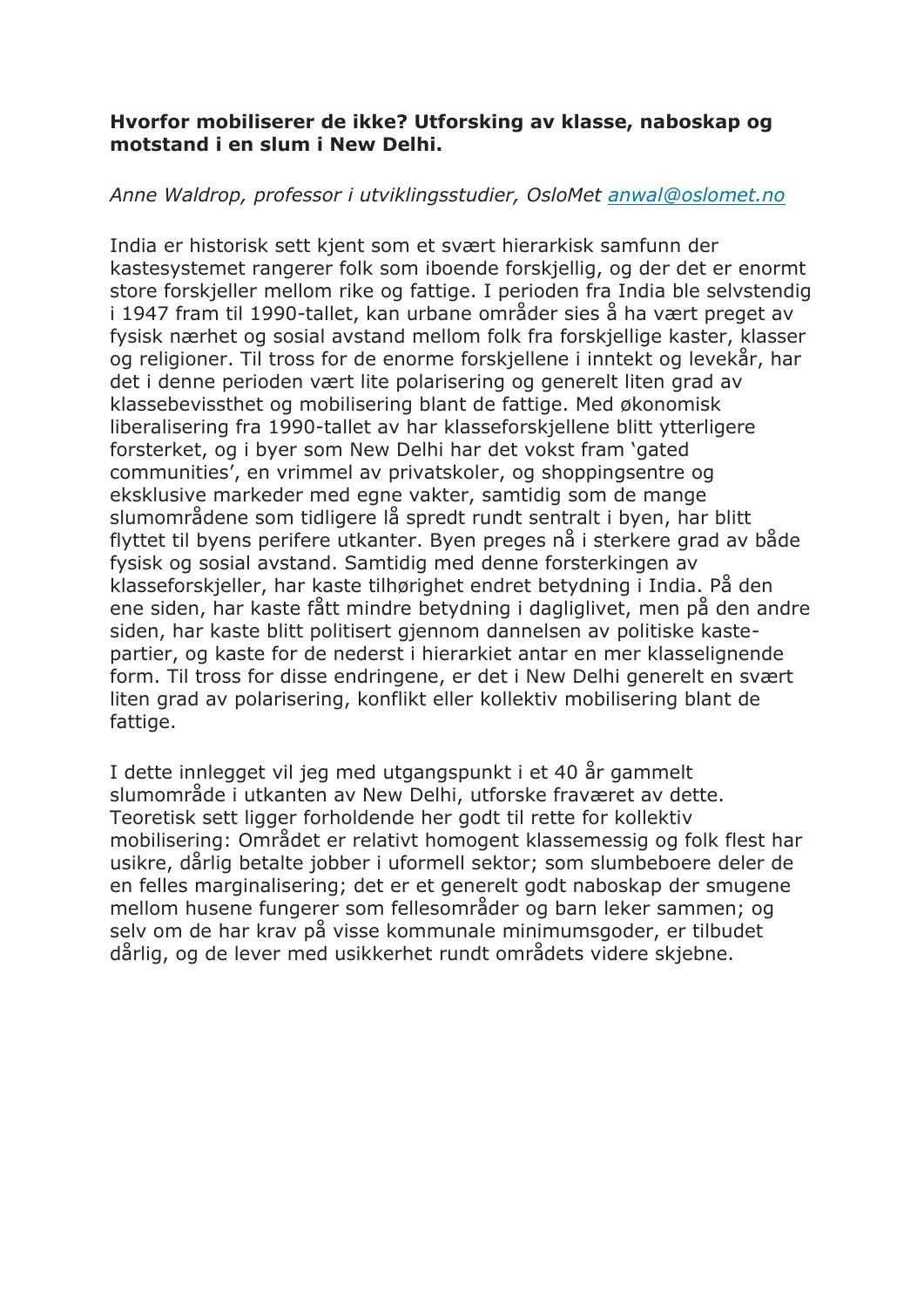**Hvorfor mobiliserer de ikke? Utforsking av klasse, naboskap og motstand i en slum i New Delhi.**

*Anne Waldrop, professor i utviklingsstudier, OsloMet [anwal@oslomet.no](mailto:anwal@oslomet.no)*

India er historisk sett kjent som et svært hierarkisk samfunn der kastesystemet rangerer folk som iboende forskjellig, og der det er enormt store forskjeller mellom rike og fattige. I perioden fra India ble selvstendig i 1947 fram til 1990-tallet, kan urbane områder sies å ha vært preget av fysisk nærhet og sosial avstand mellom folk fra forskjellige kaster, klasser og religioner. Til tross for de enorme forskjellene i inntekt og levekår, har det i denne perioden vært lite polarisering og generelt liten grad av klassebevissthet og mobilisering blant de fattige. Med økonomisk liberalisering fra 1990-tallet av har klasseforskjellene blitt ytterligere forsterket, og i byer som New Delhi har det vokst fram 'gated communities', en vrimmel av privatskoler, og shoppingsentre og eksklusive markeder med egne vakter, samtidig som de mange slumområdene som tidligere lå spredt rundt sentralt i byen, har blitt flyttet til byens perifere utkanter. Byen preges nå i sterkere grad av både fysisk og sosial avstand. Samtidig med denne forsterkingen av klasseforskjeller, har kaste tilhørighet endret betydning i India. På den ene siden, har kaste fått mindre betydning i dagliglivet, men på den andre siden, har kaste blitt politisert gjennom dannelsen av politiske kaste-partier, og kaste for de nederst i hierarkiet antar en mer klasselignende form. Til tross for disse endringene, er det i New Delhi generelt en svært liten grad av polarisering, konflikt eller kollektiv mobilisering blant de fattige.

I dette innlegget vil jeg med utgangspunkt i et 40 år gammelt slumområde i utkanten av New Delhi, utforske fraværet av dette. Teoretisk sett ligger forholdende her godt til rette for kollektiv mobilisering: Området er relativt homogent klassemessig og folk flest har usikre, dårlig betalte jobber i uformell sektor; som slumbeboere deler de en felles marginalisering; det er et generelt godt naboskap der smugene mellom husene fungerer som fellesområder og barn leker sammen; og selv om de har krav på visse kommunale minimumsgoder, er tilbudet dårlig, og de lever med usikkerhet rundt områdets videre skjebne.